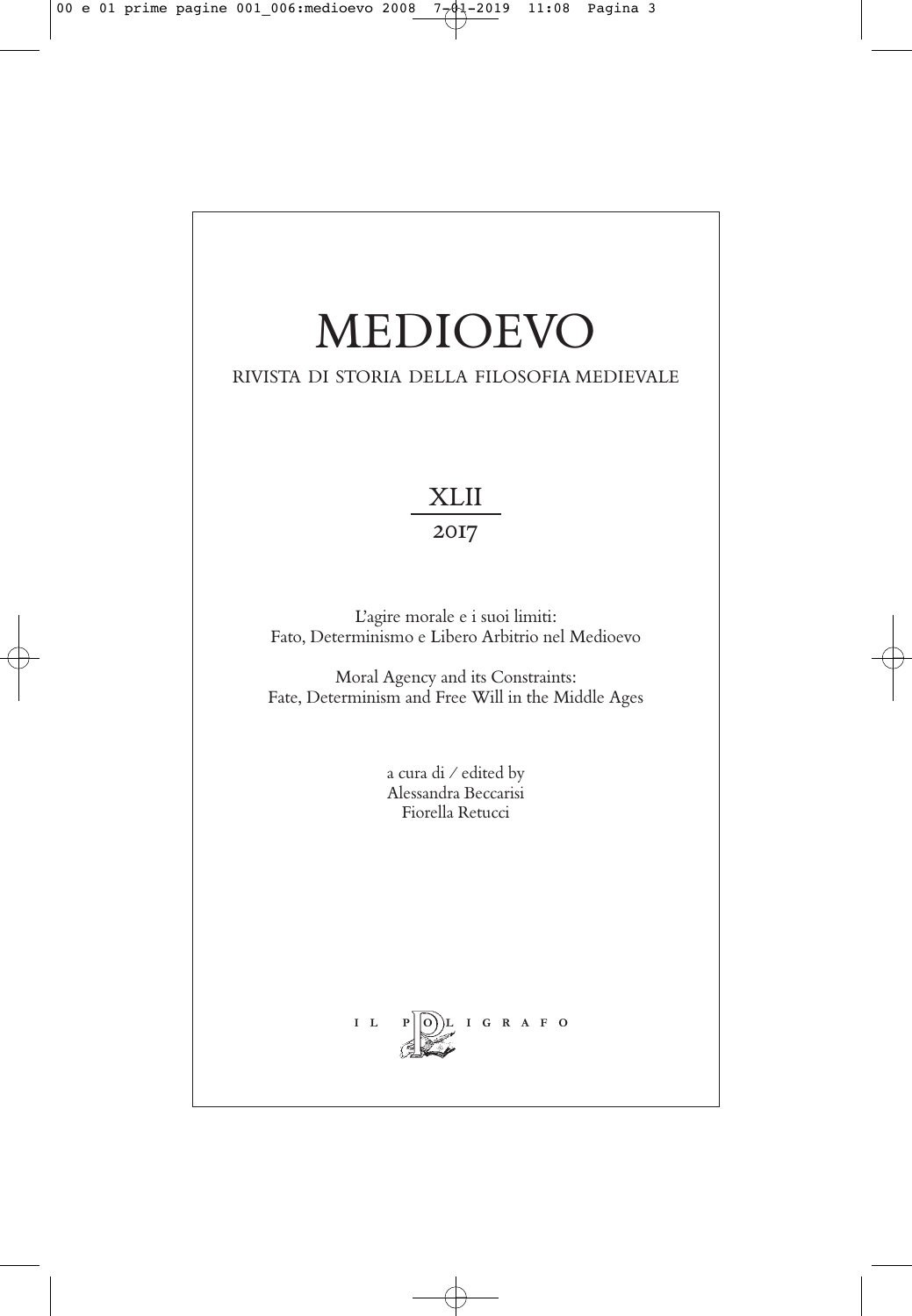# MEDIOEVO

RIVISTA DI STORIA DELLA FILOSOFIA MEDIEVALE

XLII

2017

L'agire morale e i suoi limiti:
Fato, Determinismo e Libero Arbitrio nel Medioevo

Moral Agency and its Constraints:
Fate, Determinism and Free Will in the Middle Ages

a cura di / edited by
Alessandra Beccarisi
Fiorella Retucci

IL POLIGRAFO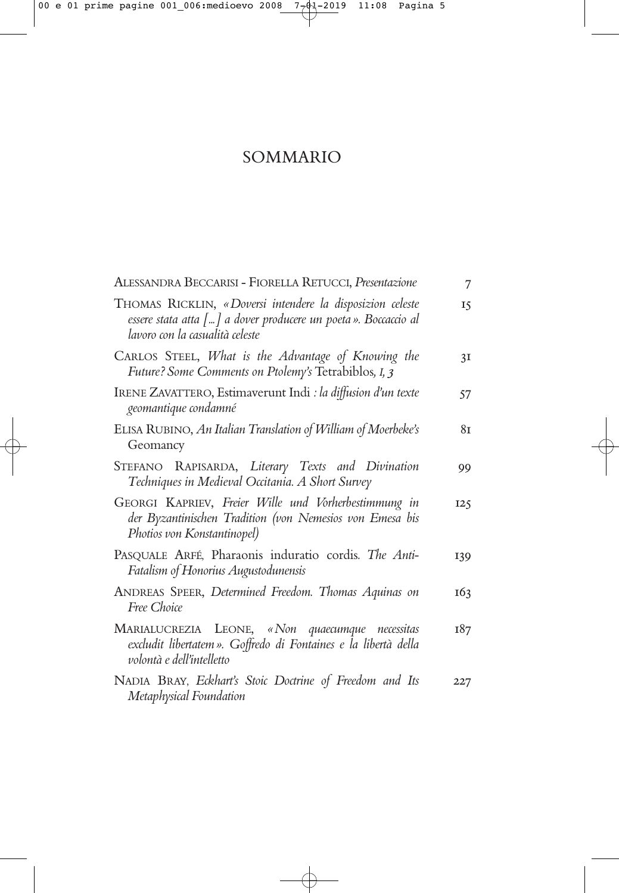# SOMMARIO

| | |
|---|---|
| ALESSANDRA BECCARISI - FIORELLA RETUCCI, *Presentazione* | 7 |
| THOMAS RICKLIN, *«Doversi intendere la disposizion celeste essere stata atta […] a dover producere un poeta». Boccaccio al lavoro con la casualità celeste* | 15 |
| CARLOS STEEL, *What is the Advantage of Knowing the Future? Some Comments on Ptolemy's* Tetrabiblos*, I, 3* | 31 |
| IRENE ZAVATTERO, Estimaverunt Indi *: la diffusion d'un texte geomantique condamné* | 57 |
| ELISA RUBINO, *An Italian Translation of William of Moerbeke's* Geomancy | 81 |
| STEFANO RAPISARDA, *Literary Texts and Divination Techniques in Medieval Occitania. A Short Survey* | 99 |
| GEORGI KAPRIEV, *Freier Wille und Vorherbestimmung in der Byzantinischen Tradition (von Nemesios von Emesa bis Photios von Konstantinopel)* | 125 |
| PASQUALE ARFÉ, Pharaonis induratio cordis*. The Anti-Fatalism of Honorius Augustodunensis* | 139 |
| ANDREAS SPEER, *Determined Freedom. Thomas Aquinas on Free Choice* | 163 |
| MARIALUCREZIA LEONE, *«Non quaecumque necessitas excludit libertatem». Goffredo di Fontaines e la libertà della volontà e dell'intelletto* | 187 |
| NADIA BRAY, *Eckhart's Stoic Doctrine of Freedom and Its Metaphysical Foundation* | 227 |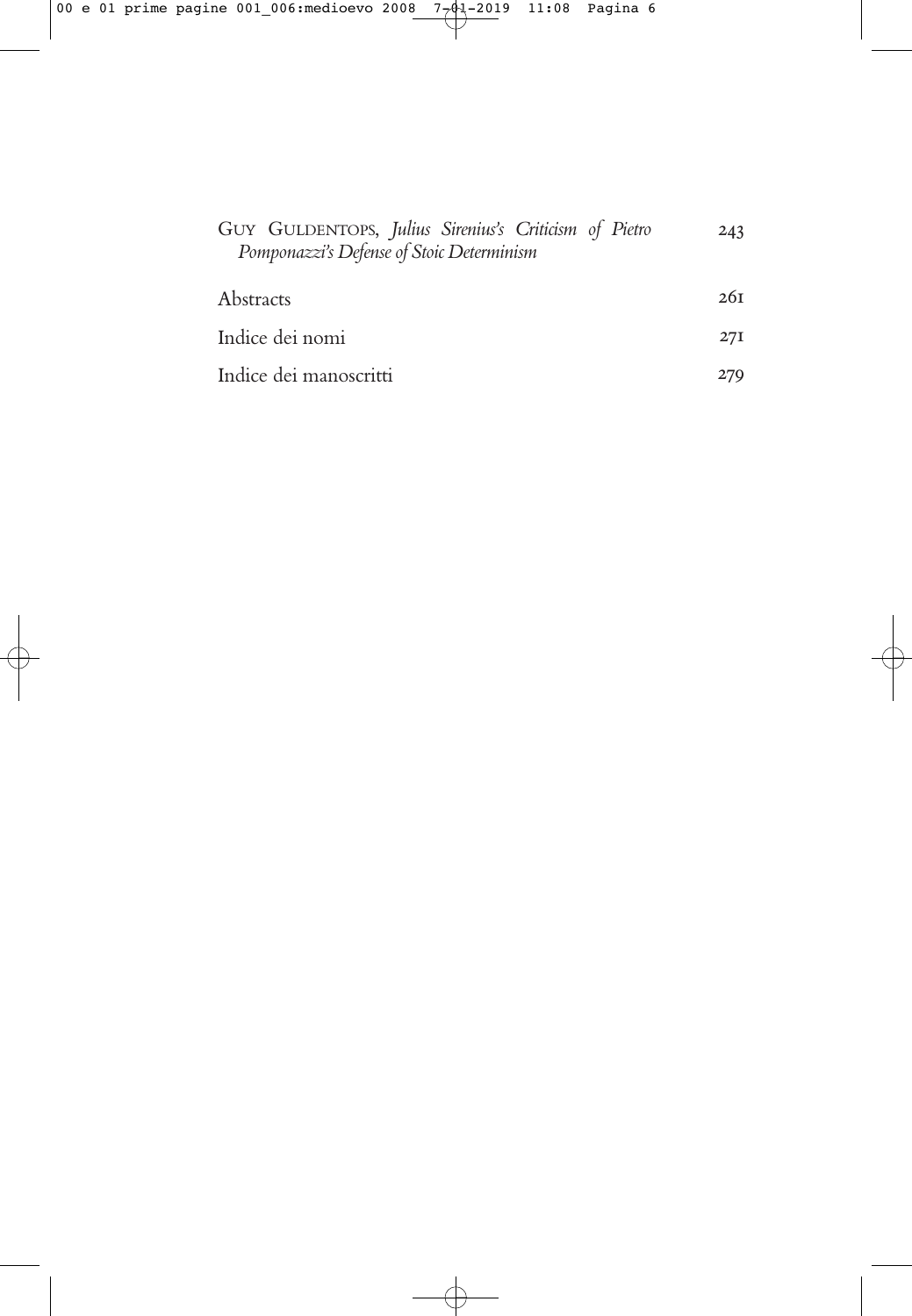Guy Guldentops, *Julius Sirenius's Criticism of Pietro Pomponazzi's Defense of Stoic Determinism* 243

Abstracts 261

Indice dei nomi 271

Indice dei manoscritti 279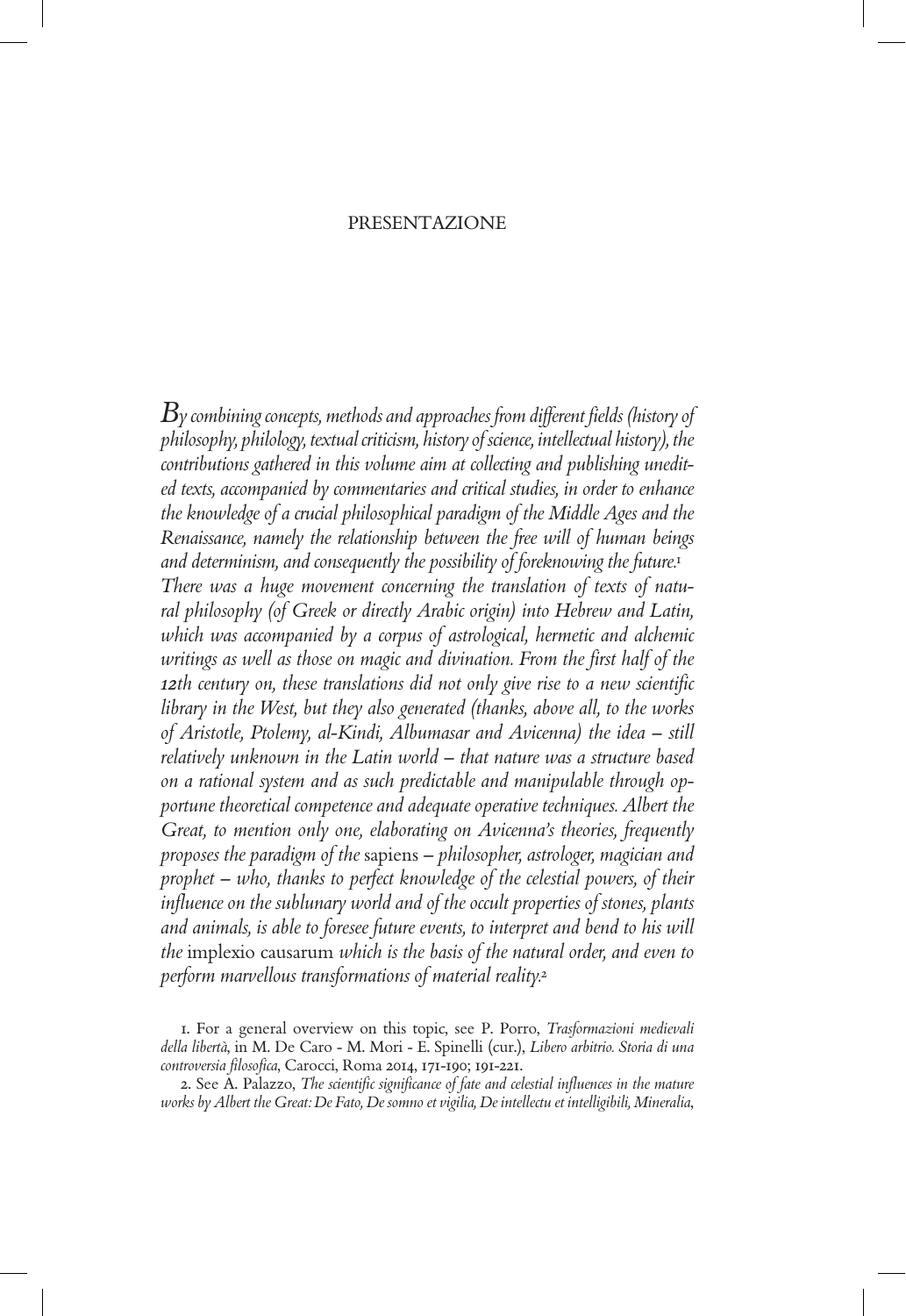# PRESENTAZIONE

*By combining concepts, methods and approaches from different fields (history of philosophy, philology, textual criticism, history of science, intellectual history), the contributions gathered in this volume aim at collecting and publishing unedited texts, accompanied by commentaries and critical studies, in order to enhance the knowledge of a crucial philosophical paradigm of the Middle Ages and the Renaissance, namely the relationship between the free will of human beings and determinism, and consequently the possibility of foreknowing the future.*[1] *There was a huge movement concerning the translation of texts of natural philosophy (of Greek or directly Arabic origin) into Hebrew and Latin, which was accompanied by a corpus of astrological, hermetic and alchemic writings as well as those on magic and divination. From the first half of the 12th century on, these translations did not only give rise to a new scientific library in the West, but they also generated (thanks, above all, to the works of Aristotle, Ptolemy, al-Kindi, Albumasar and Avicenna) the idea – still relatively unknown in the Latin world – that nature was a structure based on a rational system and as such predictable and manipulable through opportune theoretical competence and adequate operative techniques. Albert the Great, to mention only one, elaborating on Avicenna's theories, frequently proposes the paradigm of the* sapiens *– philosopher, astrologer, magician and prophet – who, thanks to perfect knowledge of the celestial powers, of their influence on the sublunary world and of the occult properties of stones, plants and animals, is able to foresee future events, to interpret and bend to his will the* implexio causarum *which is the basis of the natural order, and even to perform marvellous transformations of material reality.*[2]

1. For a general overview on this topic, see P. Porro, *Trasformazioni medievali della libertà*, in M. De Caro - M. Mori - E. Spinelli (cur.), *Libero arbitrio. Storia di una controversia filosofica*, Carocci, Roma 2014, 171-190; 191-221.

2. See A. Palazzo, *The scientific significance of fate and celestial influences in the mature works by Albert the Great: De Fato, De somno et vigilia, De intellectu et intelligibili, Mineralia*,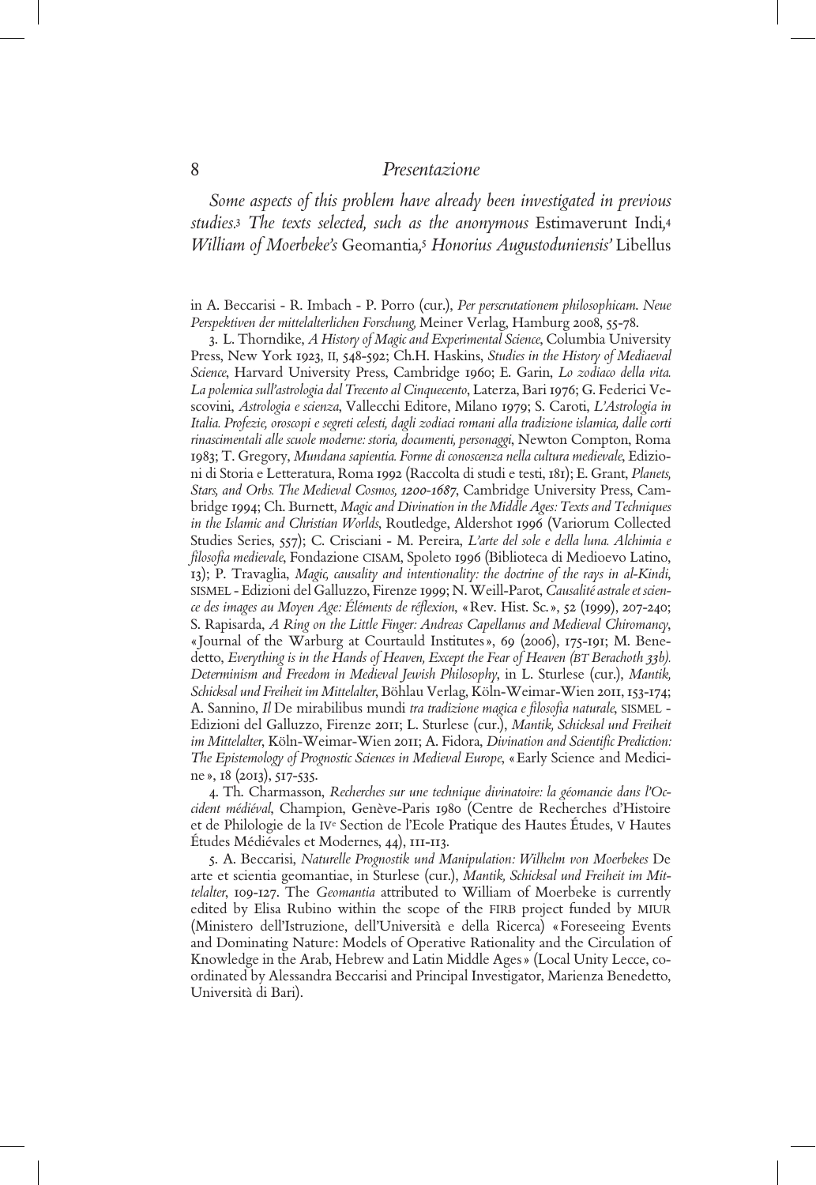*Some aspects of this problem have already been investigated in previous studies.*[3] *The texts selected, such as the anonymous* Estimaverunt Indi,[4] *William of Moerbeke's* Geomantia,[5] *Honorius Augustoduniensis'* Libellus

in A. Beccarisi - R. Imbach - P. Porro (cur.), *Per perscrutationem philosophicam. Neue Perspektiven der mittelalterlichen Forschung,* Meiner Verlag, Hamburg 2008, 55-78.

3. L. Thorndike, *A History of Magic and Experimental Science*, Columbia University Press, New York 1923, II, 548-592; Ch.H. Haskins, *Studies in the History of Mediaeval Science*, Harvard University Press, Cambridge 1960; E. Garin, *Lo zodiaco della vita. La polemica sull'astrologia dal Trecento al Cinquecento*, Laterza, Bari 1976; G. Federici Vescovini, *Astrologia e scienza*, Vallecchi Editore, Milano 1979; S. Caroti, *L'Astrologia in Italia. Profezie, oroscopi e segreti celesti, dagli zodiaci romani alla tradizione islamica, dalle corti rinascimentali alle scuole moderne: storia, documenti, personaggi*, Newton Compton, Roma 1983; T. Gregory, *Mundana sapientia. Forme di conoscenza nella cultura medievale*, Edizioni di Storia e Letteratura, Roma 1992 (Raccolta di studi e testi, 181); E. Grant, *Planets, Stars, and Orbs. The Medieval Cosmos, 1200-1687*, Cambridge University Press, Cambridge 1994; Ch. Burnett, *Magic and Divination in the Middle Ages: Texts and Techniques in the Islamic and Christian Worlds*, Routledge, Aldershot 1996 (Variorum Collected Studies Series, 557); C. Crisciani - M. Pereira, *L'arte del sole e della luna. Alchimia e filosofia medievale*, Fondazione CISAM, Spoleto 1996 (Biblioteca di Medioevo Latino, 13); P. Travaglia, *Magic, causality and intentionality: the doctrine of the rays in al-Kindi*, SISMEL - Edizioni del Galluzzo, Firenze 1999; N. Weill-Parot, *Causalité astrale et science des images au Moyen Age: Éléments de réflexion*, «Rev. Hist. Sc.», 52 (1999), 207-240; S. Rapisarda, *A Ring on the Little Finger: Andreas Capellanus and Medieval Chiromancy*, «Journal of the Warburg at Courtauld Institutes», 69 (2006), 175-191; M. Benedetto, *Everything is in the Hands of Heaven, Except the Fear of Heaven (BT Berachoth 33b). Determinism and Freedom in Medieval Jewish Philosophy*, in L. Sturlese (cur.), *Mantik, Schicksal und Freiheit im Mittelalter*, Böhlau Verlag, Köln-Weimar-Wien 2011, 153-174; A. Sannino, *Il* De mirabilibus mundi *tra tradizione magica e filosofia naturale*, SISMEL - Edizioni del Galluzzo, Firenze 2011; L. Sturlese (cur.), *Mantik, Schicksal und Freiheit im Mittelalter*, Köln-Weimar-Wien 2011; A. Fidora, *Divination and Scientific Prediction: The Epistemology of Prognostic Sciences in Medieval Europe*, «Early Science and Medicine», 18 (2013), 517-535.

4. Th. Charmasson, *Recherches sur une technique divinatoire: la géomancie dans l'Occident médiéval*, Champion, Genève-Paris 1980 (Centre de Recherches d'Histoire et de Philologie de la IVe Section de l'Ecole Pratique des Hautes Études, V Hautes Études Médiévales et Modernes, 44), 111-113.

5. A. Beccarisi, *Naturelle Prognostik und Manipulation: Wilhelm von Moerbekes* De arte et scientia geomantiae, in Sturlese (cur.), *Mantik, Schicksal und Freiheit im Mittelalter*, 109-127. The *Geomantia* attributed to William of Moerbeke is currently edited by Elisa Rubino within the scope of the FIRB project funded by MIUR (Ministero dell'Istruzione, dell'Università e della Ricerca) «Foreseeing Events and Dominating Nature: Models of Operative Rationality and the Circulation of Knowledge in the Arab, Hebrew and Latin Middle Ages» (Local Unity Lecce, coordinated by Alessandra Beccarisi and Principal Investigator, Marienza Benedetto, Università di Bari).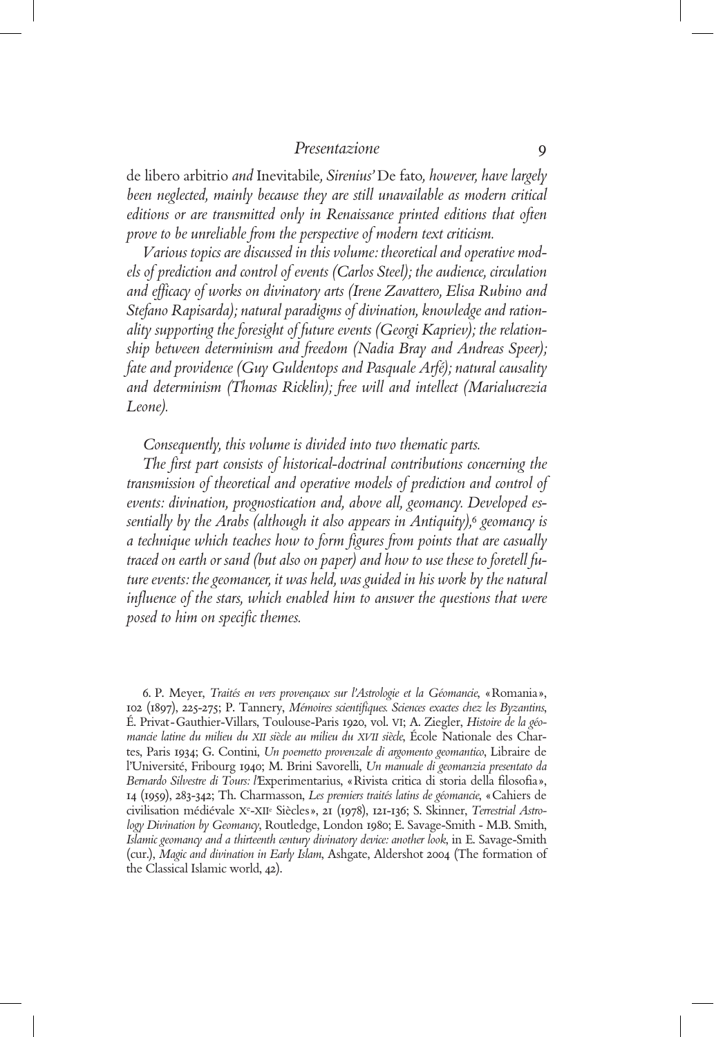de libero arbitrio *and* Inevitabile*, Sirenius'* De fato*, however, have largely been neglected, mainly because they are still unavailable as modern critical editions or are transmitted only in Renaissance printed editions that often prove to be unreliable from the perspective of modern text criticism.*

*Various topics are discussed in this volume: theoretical and operative models of prediction and control of events (Carlos Steel); the audience, circulation and efficacy of works on divinatory arts (Irene Zavattero, Elisa Rubino and Stefano Rapisarda); natural paradigms of divination, knowledge and rationality supporting the foresight of future events (Georgi Kapriev); the relationship between determinism and freedom (Nadia Bray and Andreas Speer); fate and providence (Guy Guldentops and Pasquale Arfé); natural causality and determinism (Thomas Ricklin); free will and intellect (Marialucrezia Leone).*

*Consequently, this volume is divided into two thematic parts.*

*The first part consists of historical-doctrinal contributions concerning the transmission of theoretical and operative models of prediction and control of events: divination, prognostication and, above all, geomancy. Developed essentially by the Arabs (although it also appears in Antiquity),*[6] *geomancy is a technique which teaches how to form figures from points that are casually traced on earth or sand (but also on paper) and how to use these to foretell future events: the geomancer, it was held, was guided in his work by the natural influence of the stars, which enabled him to answer the questions that were posed to him on specific themes.*

6. P. Meyer, *Traités en vers provençaux sur l'Astrologie et la Géomancie*, «Romania», 102 (1897), 225-275; P. Tannery, *Mémoires scientifiques. Sciences exactes chez les Byzantins*, É. Privat-Gauthier-Villars, Toulouse-Paris 1920, vol. VI; A. Ziegler, *Histoire de la géomancie latine du milieu du XII siècle au milieu du XVII siècle*, École Nationale des Chartes, Paris 1934; G. Contini, *Un poemetto provenzale di argomento geomantico*, Libraire de l'Université, Fribourg 1940; M. Brini Savorelli, *Un manuale di geomanzia presentato da Bernardo Silvestre di Tours: l'*Experimentarius, «Rivista critica di storia della filosofia», 14 (1959), 283-342; Th. Charmasson, *Les premiers traités latins de géomancie*, «Cahiers de civilisation médiévale Xe-XIIe Siècles», 21 (1978), 121-136; S. Skinner, *Terrestrial Astrology Divination by Geomancy*, Routledge, London 1980; E. Savage-Smith - M.B. Smith, *Islamic geomancy and a thirteenth century divinatory device: another look*, in E. Savage-Smith (cur.), *Magic and divination in Early Islam*, Ashgate, Aldershot 2004 (The formation of the Classical Islamic world, 42).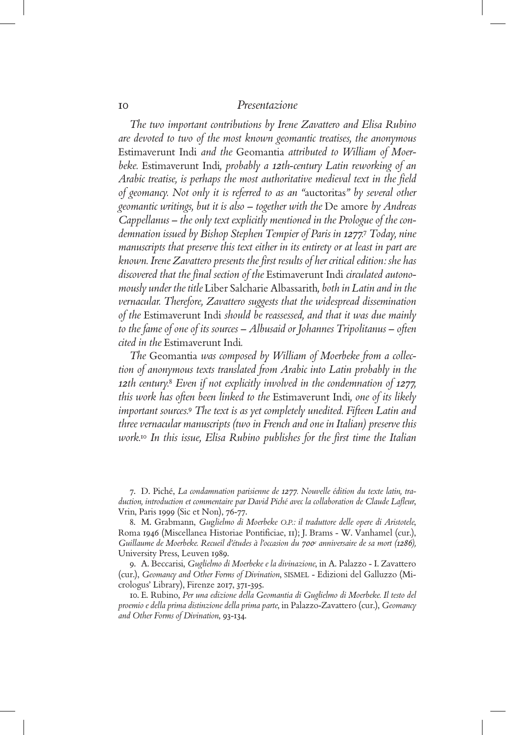*The two important contributions by Irene Zavattero and Elisa Rubino are devoted to two of the most known geomantic treatises, the anonymous* Estimaverunt Indi *and the* Geomantia *attributed to William of Moerbeke.* Estimaverunt Indi*, probably a 12th-century Latin reworking of an Arabic treatise, is perhaps the most authoritative medieval text in the field of geomancy. Not only it is referred to as an "*auctoritas*" by several other geomantic writings, but it is also – together with the* De amore *by Andreas Cappellanus – the only text explicitly mentioned in the Prologue of the condemnation issued by Bishop Stephen Tempier of Paris in 1277.*[7] *Today, nine manuscripts that preserve this text either in its entirety or at least in part are known. Irene Zavattero presents the first results of her critical edition: she has discovered that the final section of the* Estimaverunt Indi *circulated autonomously under the title* Liber Salcharie Albassarith*, both in Latin and in the vernacular. Therefore, Zavattero suggests that the widespread dissemination of the* Estimaverunt Indi *should be reassessed, and that it was due mainly to the fame of one of its sources – Albusaid or Johannes Tripolitanus – often cited in the* Estimaverunt Indi*.*

*The* Geomantia *was composed by William of Moerbeke from a collection of anonymous texts translated from Arabic into Latin probably in the 12th century.*[8] *Even if not explicitly involved in the condemnation of 1277, this work has often been linked to the* Estimaverunt Indi*, one of its likely important sources.*[9] *The text is as yet completely unedited. Fifteen Latin and three vernacular manuscripts (two in French and one in Italian) preserve this work.*[10] *In this issue, Elisa Rubino publishes for the first time the Italian*

---

7. D. Piché, *La condamnation parisienne de 1277. Nouvelle édition du texte latin, traduction, introduction et commentaire par David Piché avec la collaboration de Claude Lafleur*, Vrin, Paris 1999 (Sic et Non), 76-77.

8. M. Grabmann, *Guglielmo di Moerbeke O.P.: il traduttore delle opere di Aristotele*, Roma 1946 (Miscellanea Historiae Pontificiae, 11); J. Brams - W. Vanhamel (cur.), *Guillaume de Moerbeke. Recueil d'études à l'occasion du 700e anniversaire de sa mort (1286)*, University Press, Leuven 1989.

9. A. Beccarisi, *Guglielmo di Moerbeke e la divinazione*, in A. Palazzo - I. Zavattero (cur.), *Geomancy and Other Forms of Divination*, SISMEL - Edizioni del Galluzzo (Micrologus' Library), Firenze 2017, 371-395.

10. E. Rubino, *Per una edizione della Geomantia di Guglielmo di Moerbeke. Il testo del proemio e della prima distinzione della prima parte*, in Palazzo-Zavattero (cur.), *Geomancy and Other Forms of Divination*, 93-134.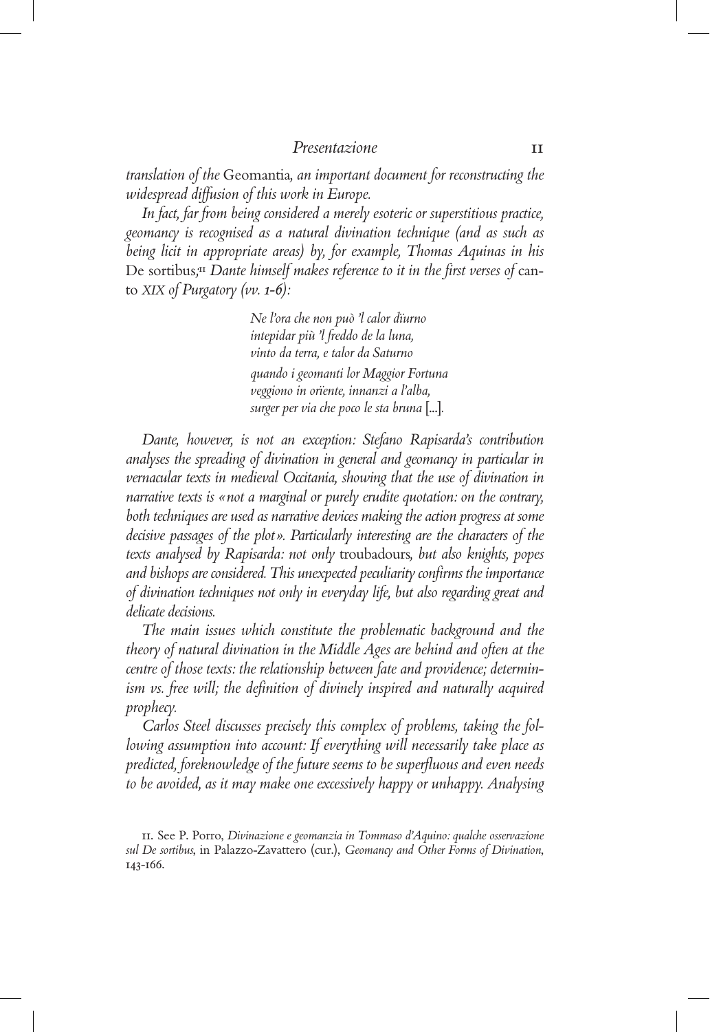*translation of the* Geomantia*, an important document for reconstructing the widespread diffusion of this work in Europe.*

*In fact, far from being considered a merely esoteric or superstitious practice, geomancy is recognised as a natural divination technique (and as such as being licit in appropriate areas) by, for example, Thomas Aquinas in his* De sortibus;[11] *Dante himself makes reference to it in the first verses of* canto *XIX of Purgatory (vv. 1-6):*

> *Ne l'ora che non può 'l calor dïurno*
> *intepidar più 'l freddo de la luna,*
> *vinto da terra, e talor da Saturno*
> *quando i geomanti lor Maggior Fortuna*
> *veggiono in orïente, innanzi a l'alba,*
> *surger per via che poco le sta bruna* [...].

*Dante, however, is not an exception: Stefano Rapisarda's contribution analyses the spreading of divination in general and geomancy in particular in vernacular texts in medieval Occitania, showing that the use of divination in narrative texts is «not a marginal or purely erudite quotation: on the contrary, both techniques are used as narrative devices making the action progress at some decisive passages of the plot». Particularly interesting are the characters of the texts analysed by Rapisarda: not only* troubadours*, but also knights, popes and bishops are considered. This unexpected peculiarity confirms the importance of divination techniques not only in everyday life, but also regarding great and delicate decisions.*

*The main issues which constitute the problematic background and the theory of natural divination in the Middle Ages are behind and often at the centre of those texts: the relationship between fate and providence; determinism vs. free will; the definition of divinely inspired and naturally acquired prophecy.*

*Carlos Steel discusses precisely this complex of problems, taking the following assumption into account: If everything will necessarily take place as predicted, foreknowledge of the future seems to be superfluous and even needs to be avoided, as it may make one excessively happy or unhappy. Analysing*

11. See P. Porro, *Divinazione e geomanzia in Tommaso d'Aquino: qualche osservazione sul De sortibus*, in Palazzo-Zavattero (cur.), *Geomancy and Other Forms of Divination*, 143-166.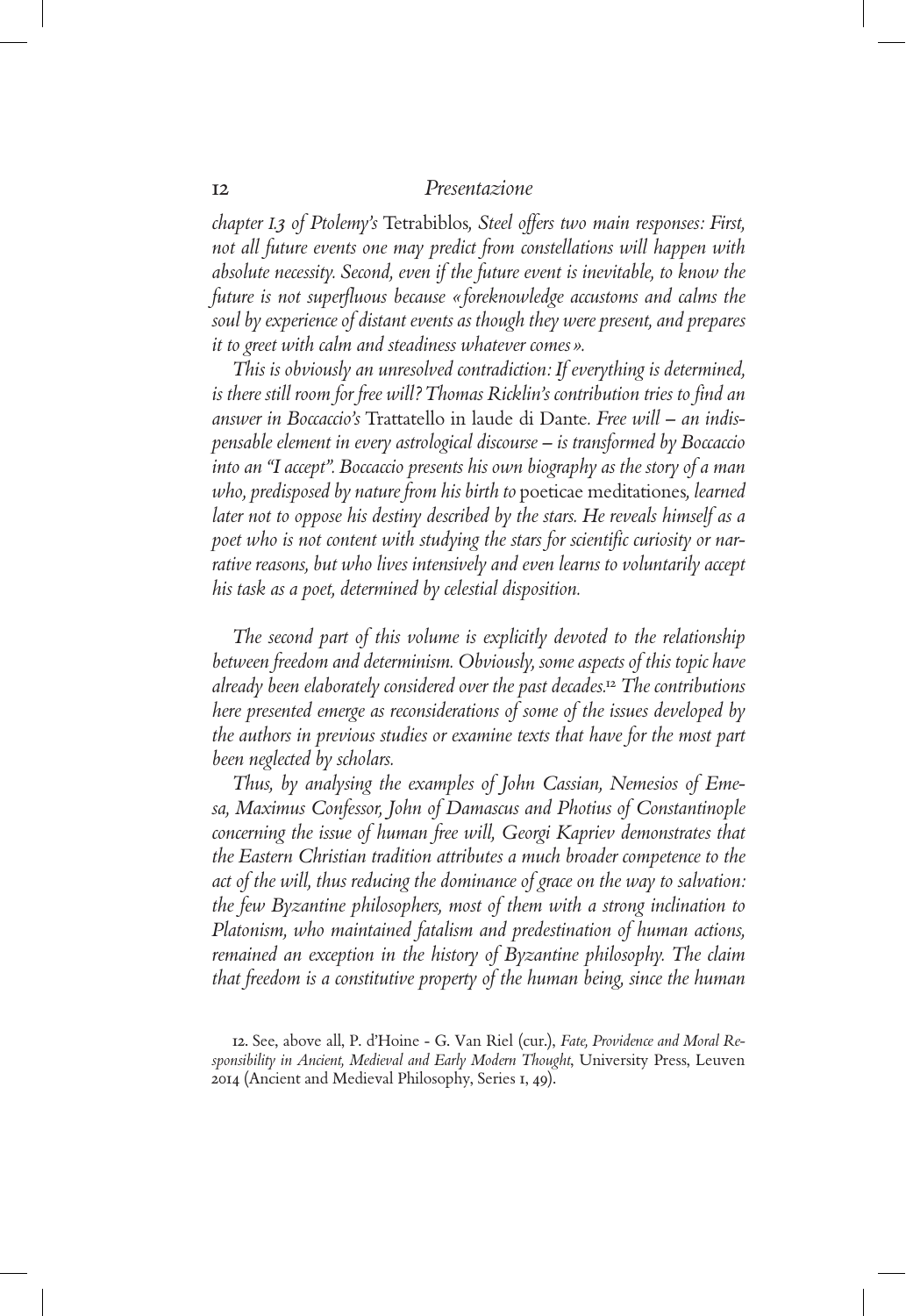*chapter 1.3 of Ptolemy's* Tetrabiblos*, Steel offers two main responses: First, not all future events one may predict from constellations will happen with absolute necessity. Second, even if the future event is inevitable, to know the future is not superfluous because «foreknowledge accustoms and calms the soul by experience of distant events as though they were present, and prepares it to greet with calm and steadiness whatever comes».*

*This is obviously an unresolved contradiction: If everything is determined, is there still room for free will? Thomas Ricklin's contribution tries to find an answer in Boccaccio's* Trattatello in laude di Dante*. Free will – an indispensable element in every astrological discourse – is transformed by Boccaccio into an "I accept". Boccaccio presents his own biography as the story of a man who, predisposed by nature from his birth to* poeticae meditationes*, learned later not to oppose his destiny described by the stars. He reveals himself as a poet who is not content with studying the stars for scientific curiosity or narrative reasons, but who lives intensively and even learns to voluntarily accept his task as a poet, determined by celestial disposition.*

*The second part of this volume is explicitly devoted to the relationship between freedom and determinism. Obviously, some aspects of this topic have already been elaborately considered over the past decades.*[12] *The contributions here presented emerge as reconsiderations of some of the issues developed by the authors in previous studies or examine texts that have for the most part been neglected by scholars.*

*Thus, by analysing the examples of John Cassian, Nemesios of Emesa, Maximus Confessor, John of Damascus and Photius of Constantinople concerning the issue of human free will, Georgi Kapriev demonstrates that the Eastern Christian tradition attributes a much broader competence to the act of the will, thus reducing the dominance of grace on the way to salvation: the few Byzantine philosophers, most of them with a strong inclination to Platonism, who maintained fatalism and predestination of human actions, remained an exception in the history of Byzantine philosophy. The claim that freedom is a constitutive property of the human being, since the human*

12. See, above all, P. d'Hoine - G. Van Riel (cur.), *Fate, Providence and Moral Responsibility in Ancient, Medieval and Early Modern Thought*, University Press, Leuven 2014 (Ancient and Medieval Philosophy, Series 1, 49).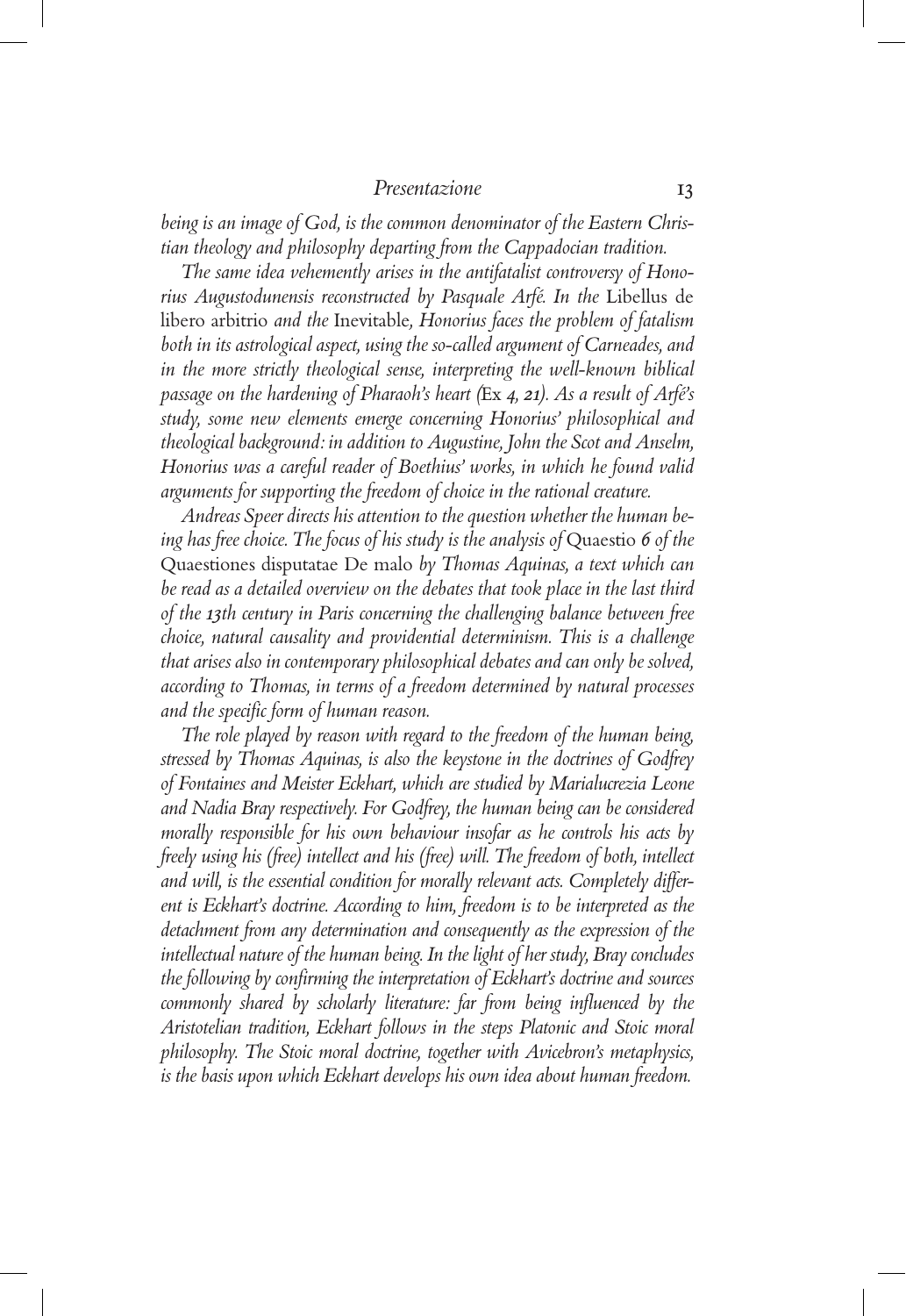*being is an image of God, is the common denominator of the Eastern Christian theology and philosophy departing from the Cappadocian tradition.*

*The same idea vehemently arises in the antifatalist controversy of Honorius Augustodunensis reconstructed by Pasquale Arfé. In the* Libellus de libero arbitrio *and the* Inevitable*, Honorius faces the problem of fatalism both in its astrological aspect, using the so-called argument of Carneades, and in the more strictly theological sense, interpreting the well-known biblical passage on the hardening of Pharaoh's heart (*Ex *4, 21). As a result of Arfé's study, some new elements emerge concerning Honorius' philosophical and theological background: in addition to Augustine, John the Scot and Anselm, Honorius was a careful reader of Boethius' works, in which he found valid arguments for supporting the freedom of choice in the rational creature.*

*Andreas Speer directs his attention to the question whether the human being has free choice. The focus of his study is the analysis of* Quaestio *6 of the* Quaestiones disputatae De malo *by Thomas Aquinas, a text which can be read as a detailed overview on the debates that took place in the last third of the 13th century in Paris concerning the challenging balance between free choice, natural causality and providential determinism. This is a challenge that arises also in contemporary philosophical debates and can only be solved, according to Thomas, in terms of a freedom determined by natural processes and the specific form of human reason.*

*The role played by reason with regard to the freedom of the human being, stressed by Thomas Aquinas, is also the keystone in the doctrines of Godfrey of Fontaines and Meister Eckhart, which are studied by Marialucrezia Leone and Nadia Bray respectively. For Godfrey, the human being can be considered morally responsible for his own behaviour insofar as he controls his acts by freely using his (free) intellect and his (free) will. The freedom of both, intellect and will, is the essential condition for morally relevant acts. Completely different is Eckhart's doctrine. According to him, freedom is to be interpreted as the detachment from any determination and consequently as the expression of the intellectual nature of the human being. In the light of her study, Bray concludes the following by confirming the interpretation of Eckhart's doctrine and sources commonly shared by scholarly literature: far from being influenced by the Aristotelian tradition, Eckhart follows in the steps Platonic and Stoic moral philosophy. The Stoic moral doctrine, together with Avicebron's metaphysics, is the basis upon which Eckhart develops his own idea about human freedom.*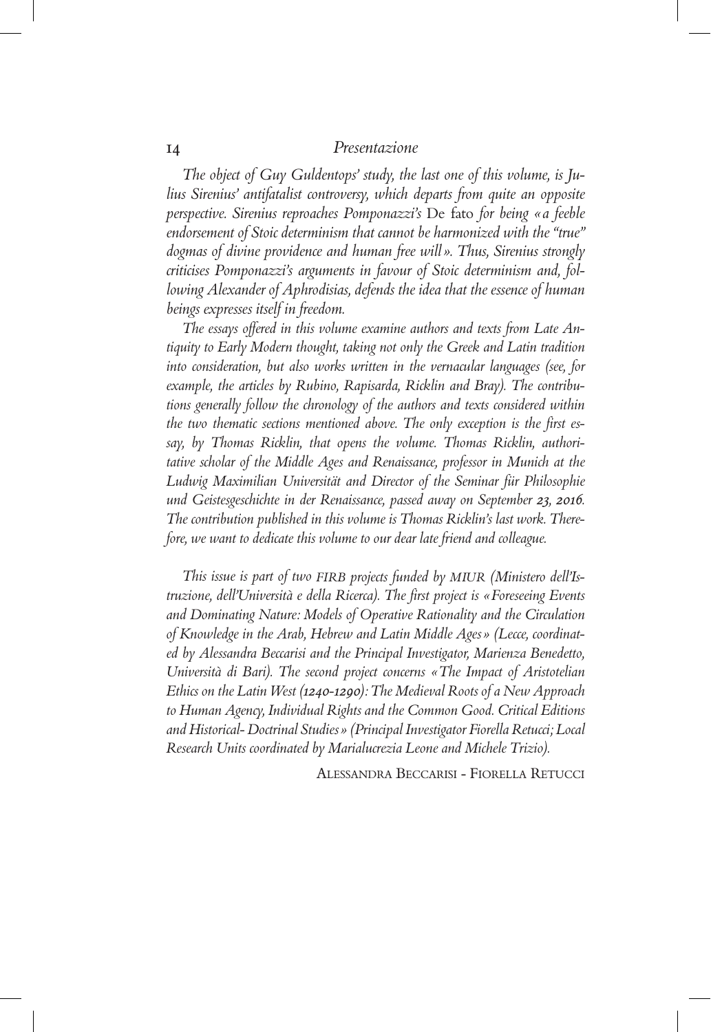*The object of Guy Guldentops' study, the last one of this volume, is Julius Sirenius' antifatalist controversy, which departs from quite an opposite perspective. Sirenius reproaches Pomponazzi's* De fato *for being «a feeble endorsement of Stoic determinism that cannot be harmonized with the "true" dogmas of divine providence and human free will». Thus, Sirenius strongly criticises Pomponazzi's arguments in favour of Stoic determinism and, following Alexander of Aphrodisias, defends the idea that the essence of human beings expresses itself in freedom.*

*The essays offered in this volume examine authors and texts from Late Antiquity to Early Modern thought, taking not only the Greek and Latin tradition into consideration, but also works written in the vernacular languages (see, for example, the articles by Rubino, Rapisarda, Ricklin and Bray). The contributions generally follow the chronology of the authors and texts considered within the two thematic sections mentioned above. The only exception is the first essay, by Thomas Ricklin, that opens the volume. Thomas Ricklin, authoritative scholar of the Middle Ages and Renaissance, professor in Munich at the Ludwig Maximilian Universität and Director of the Seminar für Philosophie und Geistesgeschichte in der Renaissance, passed away on September 23, 2016. The contribution published in this volume is Thomas Ricklin's last work. Therefore, we want to dedicate this volume to our dear late friend and colleague.*

*This issue is part of two FIRB projects funded by MIUR (Ministero dell'Istruzione, dell'Università e della Ricerca). The first project is «Foreseeing Events and Dominating Nature: Models of Operative Rationality and the Circulation of Knowledge in the Arab, Hebrew and Latin Middle Ages» (Lecce, coordinated by Alessandra Beccarisi and the Principal Investigator, Marienza Benedetto, Università di Bari). The second project concerns «The Impact of Aristotelian Ethics on the Latin West (1240-1290): The Medieval Roots of a New Approach to Human Agency, Individual Rights and the Common Good. Critical Editions and Historical- Doctrinal Studies» (Principal Investigator Fiorella Retucci; Local Research Units coordinated by Marialucrezia Leone and Michele Trizio).*

Alessandra Beccarisi - Fiorella Retucci